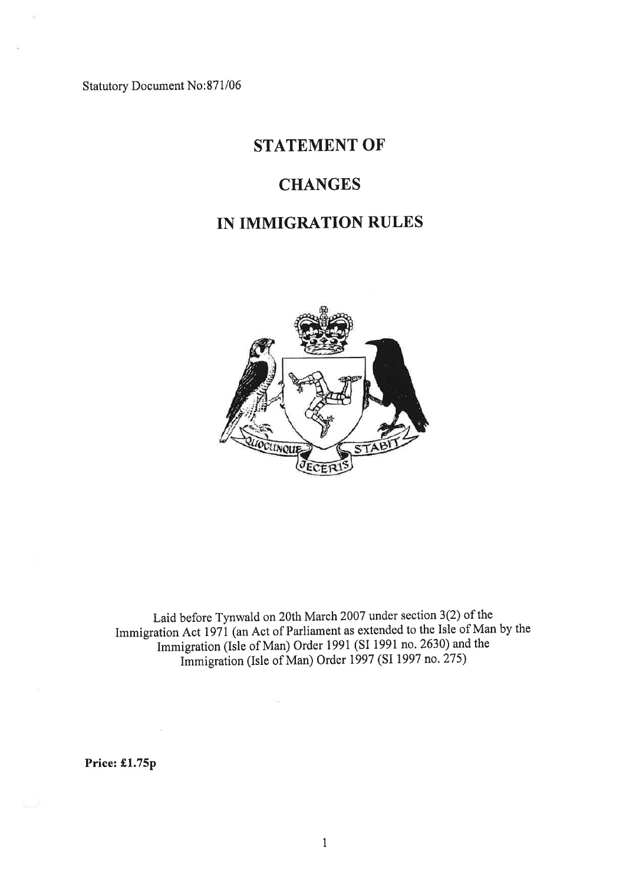Statutory Document No:871/06

# STATEMENT OF

# CHANGES

# IN IMMIGRATION RULES

Laid before Tynwald on 20th March 2007 under section 3(2) of the Immigration Act 1971 (an Act of Parliament as extended to the Isle of Man by the Immigration (Isle of Man) Order 1991 (SI 1991 no. 2630) and the Immigration (Isle of Man) Order 1997 (SI 1997 no. 275)

**Price: £1.75p**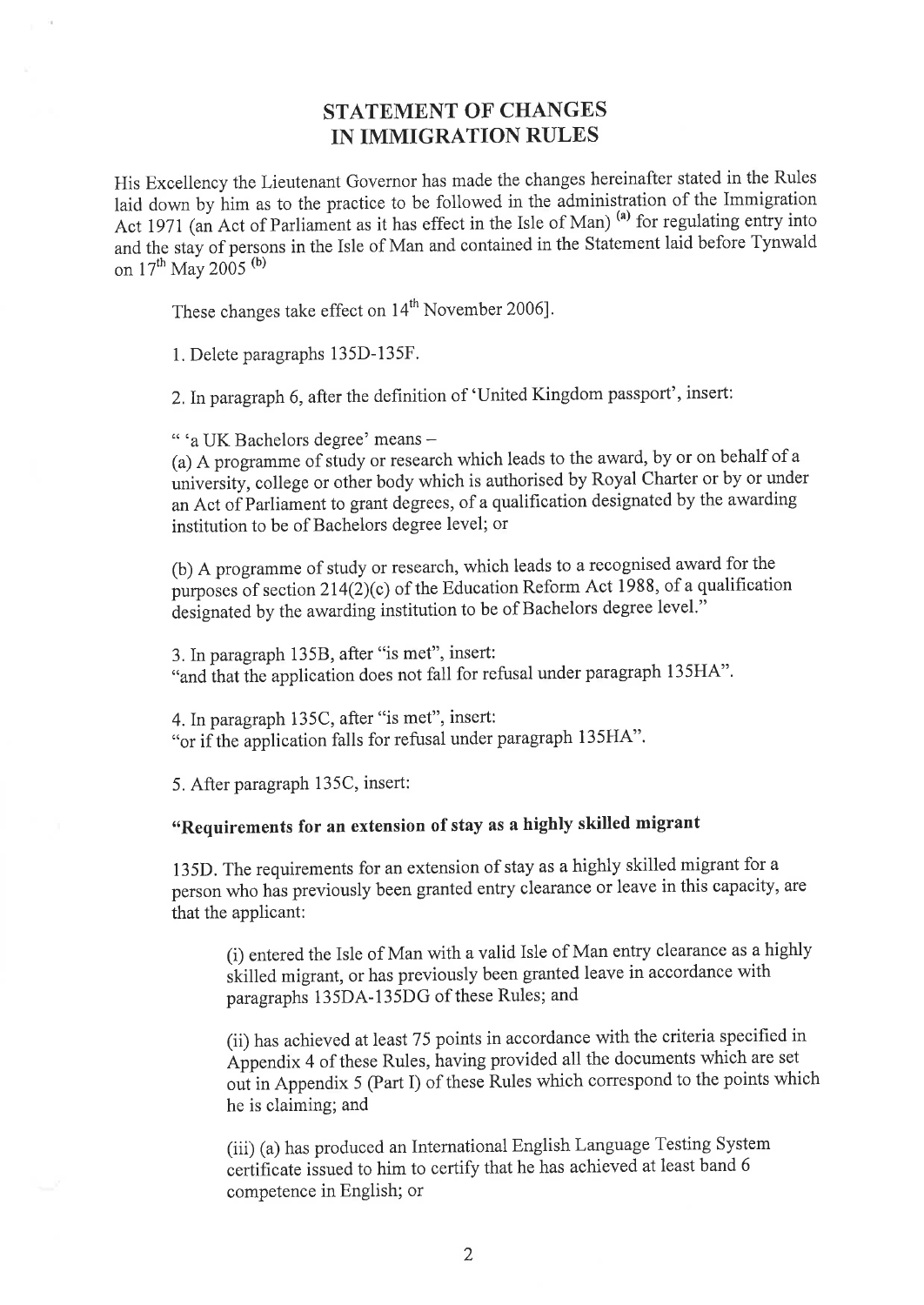# STATEMENT OF CHANGES IN IMMIGRATION RULES

His Excellency the Lieutenant Governor has made the changes hereinafter stated in the Rules laid down by him as to the practice to be followed in the administration of the Immigration Act 1971 (an Act of Parliament as it has effect in the Isle of Man) [(a)] for regulating entry into and the stay of persons in the Isle of Man and contained in the Statement laid before Tynwald on 17th May 2005 [(b)]

These changes take effect on 14th November 2006].

1. Delete paragraphs 135D-135F.

2. In paragraph 6, after the definition of 'United Kingdom passport', insert:

" 'a UK Bachelors degree' means –

(a) A programme of study or research which leads to the award, by or on behalf of a university, college or other body which is authorised by Royal Charter or by or under an Act of Parliament to grant degrees, of a qualification designated by the awarding institution to be of Bachelors degree level; or

(b) A programme of study or research, which leads to a recognised award for the purposes of section 214(2)(c) of the Education Reform Act 1988, of a qualification designated by the awarding institution to be of Bachelors degree level."

3. In paragraph 135B, after "is met", insert:
"and that the application does not fall for refusal under paragraph 135HA".

4. In paragraph 135C, after "is met", insert:
"or if the application falls for refusal under paragraph 135HA".

5. After paragraph 135C, insert:

**"Requirements for an extension of stay as a highly skilled migrant**

135D. The requirements for an extension of stay as a highly skilled migrant for a person who has previously been granted entry clearance or leave in this capacity, are that the applicant:

(i) entered the Isle of Man with a valid Isle of Man entry clearance as a highly skilled migrant, or has previously been granted leave in accordance with paragraphs 135DA-135DG of these Rules; and

(ii) has achieved at least 75 points in accordance with the criteria specified in Appendix 4 of these Rules, having provided all the documents which are set out in Appendix 5 (Part I) of these Rules which correspond to the points which he is claiming; and

(iii) (a) has produced an International English Language Testing System certificate issued to him to certify that he has achieved at least band 6 competence in English; or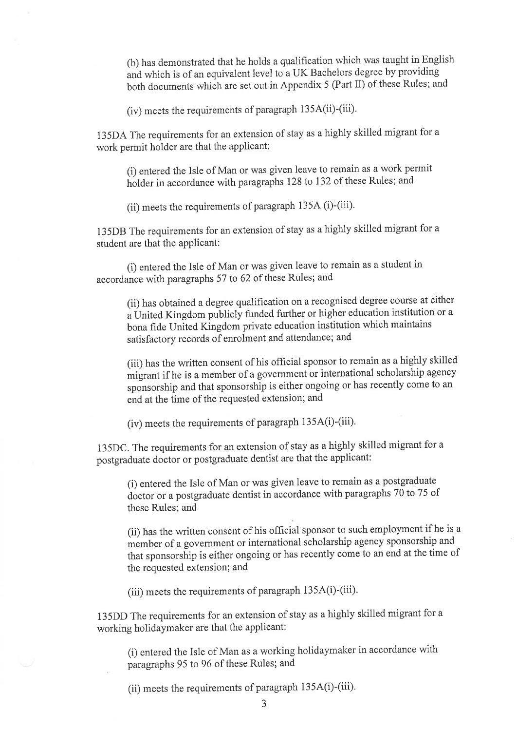(b) has demonstrated that he holds a qualification which was taught in English and which is of an equivalent level to a UK Bachelors degree by providing both documents which are set out in Appendix 5 (Part II) of these Rules; and

(iv) meets the requirements of paragraph 135A(ii)-(iii).

135DA The requirements for an extension of stay as a highly skilled migrant for a work permit holder are that the applicant:

(i) entered the Isle of Man or was given leave to remain as a work permit holder in accordance with paragraphs 128 to 132 of these Rules; and

(ii) meets the requirements of paragraph 135A (i)-(iii).

135DB The requirements for an extension of stay as a highly skilled migrant for a student are that the applicant:

(i) entered the Isle of Man or was given leave to remain as a student in accordance with paragraphs 57 to 62 of these Rules; and

(ii) has obtained a degree qualification on a recognised degree course at either a United Kingdom publicly funded further or higher education institution or a bona fide United Kingdom private education institution which maintains satisfactory records of enrolment and attendance; and

(iii) has the written consent of his official sponsor to remain as a highly skilled migrant if he is a member of a government or international scholarship agency sponsorship and that sponsorship is either ongoing or has recently come to an end at the time of the requested extension; and

(iv) meets the requirements of paragraph 135A(i)-(iii).

135DC. The requirements for an extension of stay as a highly skilled migrant for a postgraduate doctor or postgraduate dentist are that the applicant:

(i) entered the Isle of Man or was given leave to remain as a postgraduate doctor or a postgraduate dentist in accordance with paragraphs 70 to 75 of these Rules; and

(ii) has the written consent of his official sponsor to such employment if he is a member of a government or international scholarship agency sponsorship and that sponsorship is either ongoing or has recently come to an end at the time of the requested extension; and

(iii) meets the requirements of paragraph 135A(i)-(iii).

135DD The requirements for an extension of stay as a highly skilled migrant for a working holidaymaker are that the applicant:

(i) entered the Isle of Man as a working holidaymaker in accordance with paragraphs 95 to 96 of these Rules; and

(ii) meets the requirements of paragraph 135A(i)-(iii).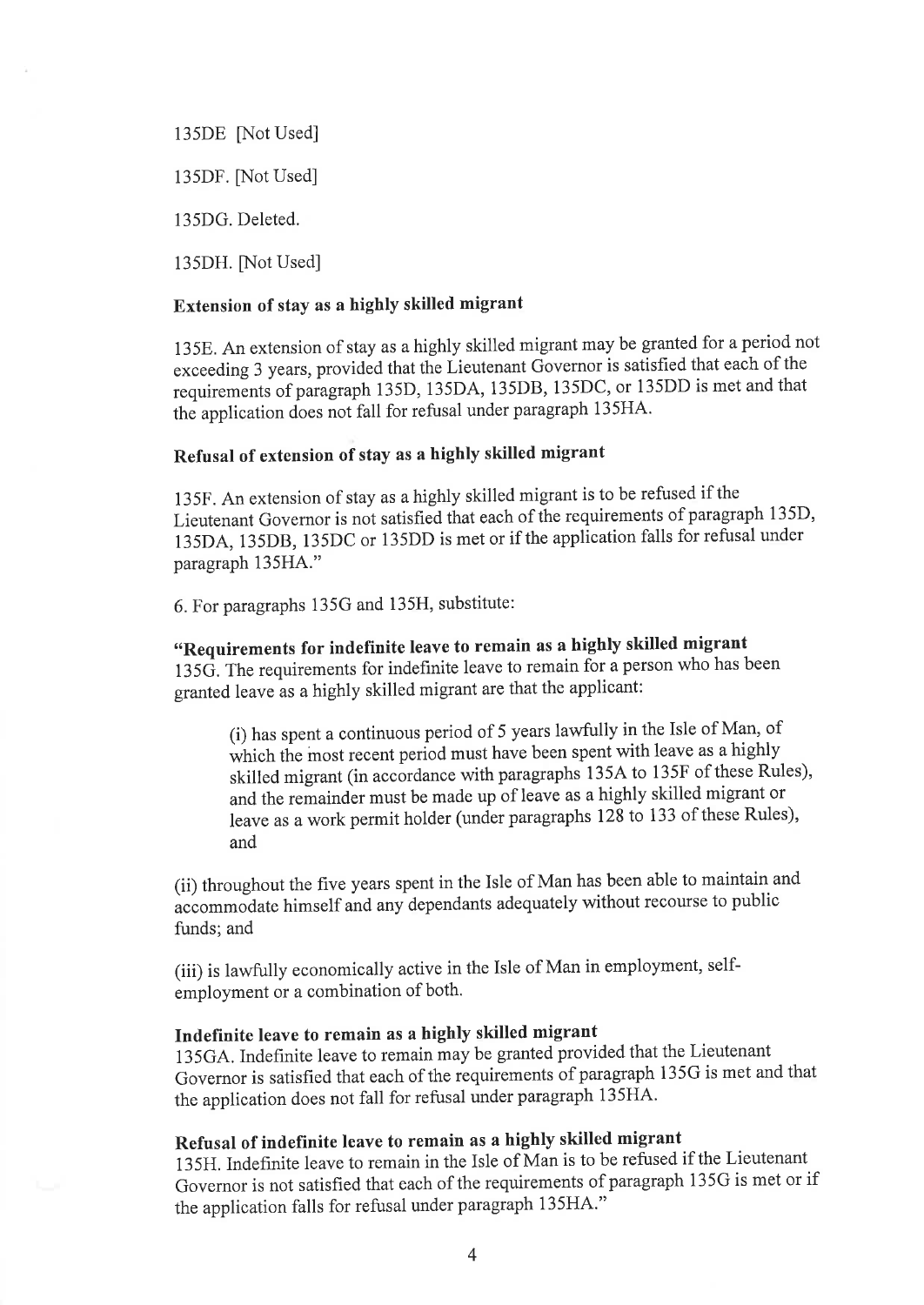135DE [Not Used]

135DF. [Not Used]

135DG. Deleted.

135DH. [Not Used]

**Extension of stay as a highly skilled migrant**

135E. An extension of stay as a highly skilled migrant may be granted for a period not exceeding 3 years, provided that the Lieutenant Governor is satisfied that each of the requirements of paragraph 135D, 135DA, 135DB, 135DC, or 135DD is met and that the application does not fall for refusal under paragraph 135HA.

**Refusal of extension of stay as a highly skilled migrant**

135F. An extension of stay as a highly skilled migrant is to be refused if the Lieutenant Governor is not satisfied that each of the requirements of paragraph 135D, 135DA, 135DB, 135DC or 135DD is met or if the application falls for refusal under paragraph 135HA."

6. For paragraphs 135G and 135H, substitute:

**"Requirements for indefinite leave to remain as a highly skilled migrant**

135G. The requirements for indefinite leave to remain for a person who has been granted leave as a highly skilled migrant are that the applicant:

(i) has spent a continuous period of 5 years lawfully in the Isle of Man, of which the most recent period must have been spent with leave as a highly skilled migrant (in accordance with paragraphs 135A to 135F of these Rules), and the remainder must be made up of leave as a highly skilled migrant or leave as a work permit holder (under paragraphs 128 to 133 of these Rules), and

(ii) throughout the five years spent in the Isle of Man has been able to maintain and accommodate himself and any dependants adequately without recourse to public funds; and

(iii) is lawfully economically active in the Isle of Man in employment, self-employment or a combination of both.

**Indefinite leave to remain as a highly skilled migrant**

135GA. Indefinite leave to remain may be granted provided that the Lieutenant Governor is satisfied that each of the requirements of paragraph 135G is met and that the application does not fall for refusal under paragraph 135HA.

**Refusal of indefinite leave to remain as a highly skilled migrant**

135H. Indefinite leave to remain in the Isle of Man is to be refused if the Lieutenant Governor is not satisfied that each of the requirements of paragraph 135G is met or if the application falls for refusal under paragraph 135HA."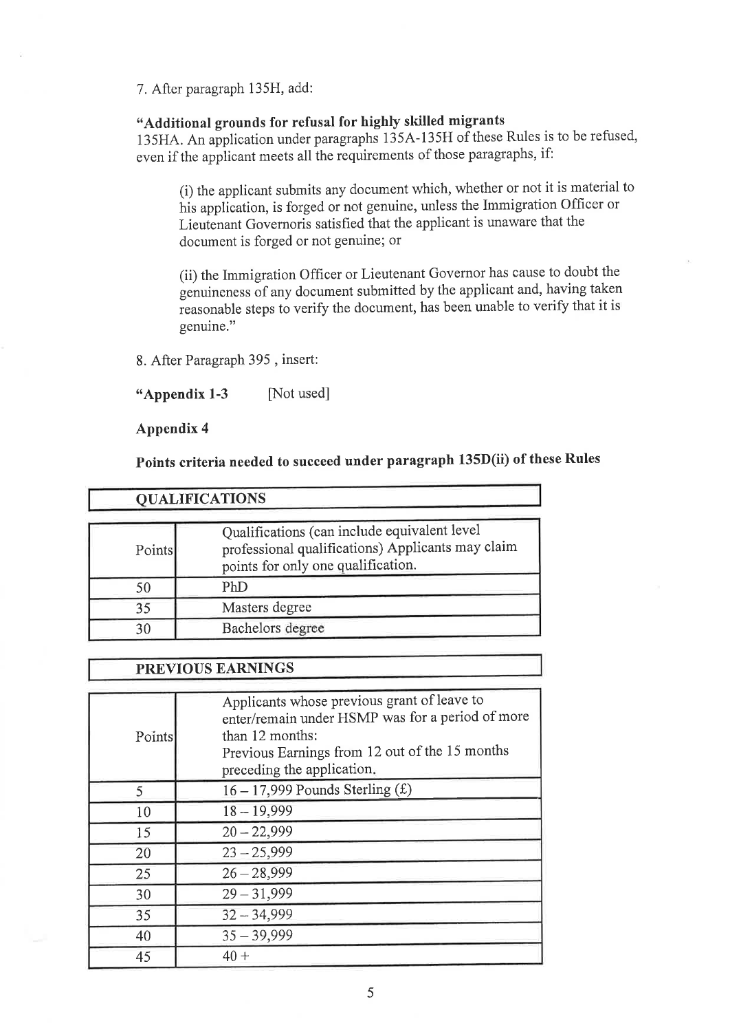7. After paragraph 135H, add:

**"Additional grounds for refusal for highly skilled migrants**
135HA. An application under paragraphs 135A-135H of these Rules is to be refused, even if the applicant meets all the requirements of those paragraphs, if:

> (i) the applicant submits any document which, whether or not it is material to his application, is forged or not genuine, unless the Immigration Officer or Lieutenant Governoris satisfied that the applicant is unaware that the document is forged or not genuine; or
>
> (ii) the Immigration Officer or Lieutenant Governor has cause to doubt the genuineness of any document submitted by the applicant and, having taken reasonable steps to verify the document, has been unable to verify that it is genuine."

8. After Paragraph 395 , insert:

**"Appendix 1-3** [Not used]

**Appendix 4**

**Points criteria needed to succeed under paragraph 135D(ii) of these Rules**

**QUALIFICATIONS**

| Points | Qualifications (can include equivalent level professional qualifications) Applicants may claim points for only one qualification. |
|---|---|
| 50 | PhD |
| 35 | Masters degree |
| 30 | Bachelors degree |

**PREVIOUS EARNINGS**

| Points | Applicants whose previous grant of leave to enter/remain under HSMP was for a period of more than 12 months: Previous Earnings from 12 out of the 15 months preceding the application. |
|---|---|
| 5 | 16 – 17,999 Pounds Sterling (£) |
| 10 | 18 – 19,999 |
| 15 | 20 – 22,999 |
| 20 | 23 – 25,999 |
| 25 | 26 – 28,999 |
| 30 | 29 – 31,999 |
| 35 | 32 – 34,999 |
| 40 | 35 – 39,999 |
| 45 | 40 + |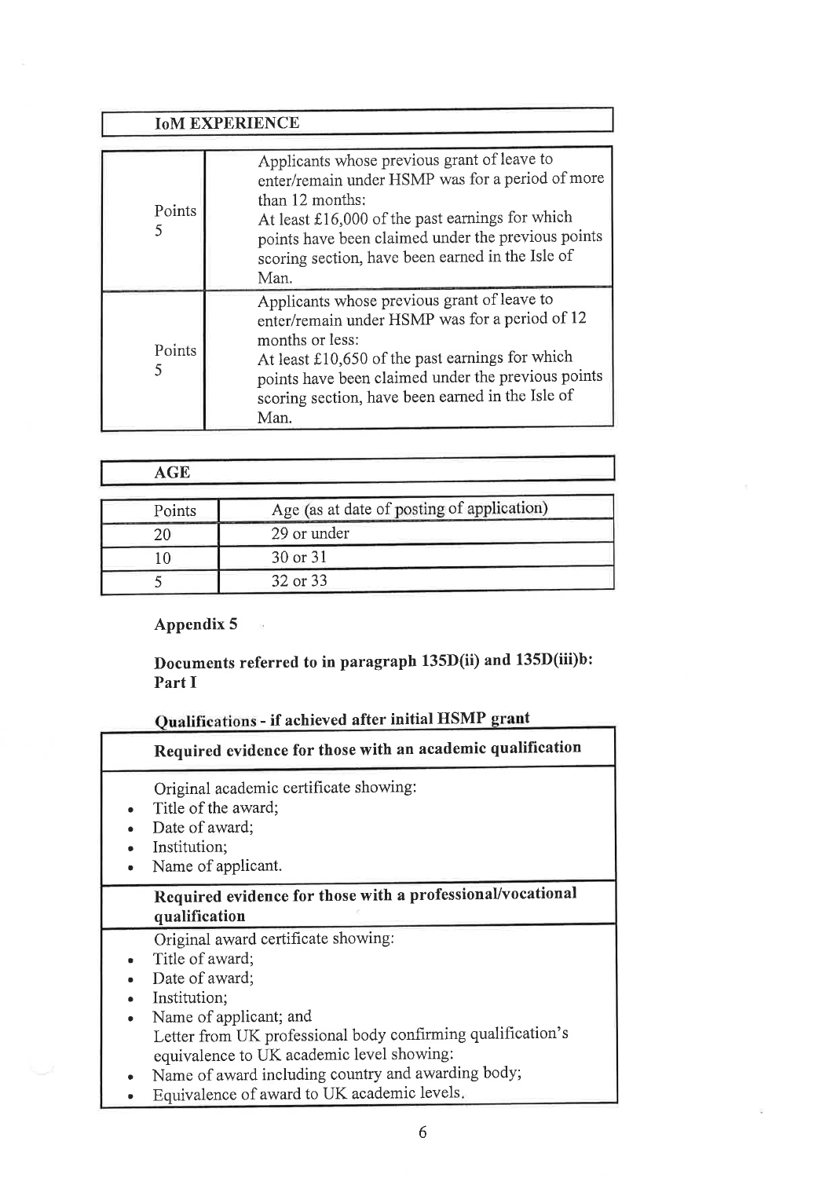| IoM EXPERIENCE | |
|---|---|
| Points 5 | Applicants whose previous grant of leave to enter/remain under HSMP was for a period of more than 12 months: At least £16,000 of the past earnings for which points have been claimed under the previous points scoring section, have been earned in the Isle of Man. |
| Points 5 | Applicants whose previous grant of leave to enter/remain under HSMP was for a period of 12 months or less: At least £10,650 of the past earnings for which points have been claimed under the previous points scoring section, have been earned in the Isle of Man. |

| AGE | |
|---|---|
| Points | Age (as at date of posting of application) |
| 20 | 29 or under |
| 10 | 30 or 31 |
| 5 | 32 or 33 |

**Appendix 5**

**Documents referred to in paragraph 135D(ii) and 135D(iii)b: Part I**

**Qualifications - if achieved after initial HSMP grant**

**Required evidence for those with an academic qualification**

Original academic certificate showing:
- Title of the award;
- Date of award;
- Institution;
- Name of applicant.

**Required evidence for those with a professional/vocational qualification**

Original award certificate showing:
- Title of award;
- Date of award;
- Institution;
- Name of applicant; and

Letter from UK professional body confirming qualification's equivalence to UK academic level showing:
- Name of award including country and awarding body;
- Equivalence of award to UK academic levels.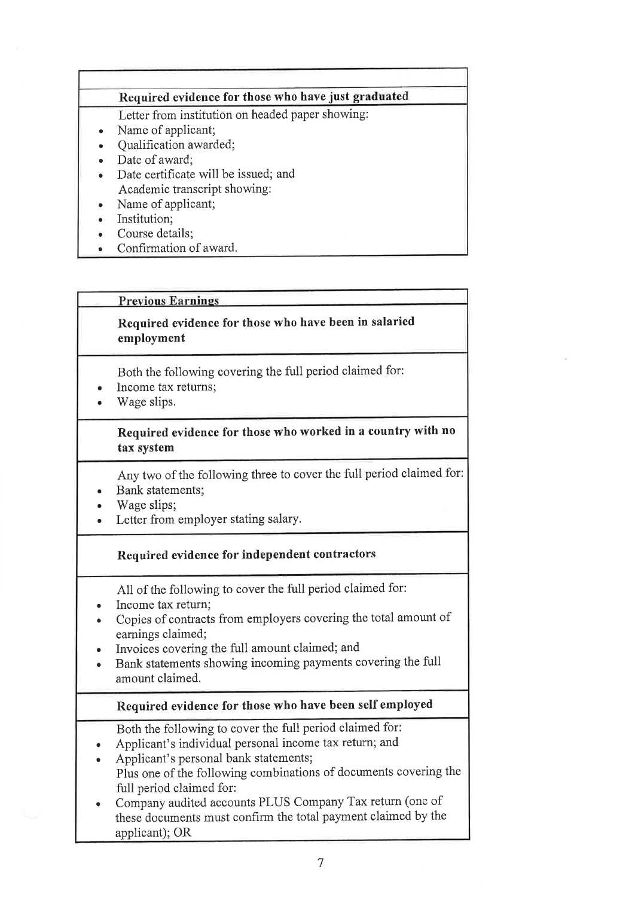**Required evidence for those who have just graduated**

Letter from institution on headed paper showing:

- Name of applicant;
- Qualification awarded;
- Date of award;
- Date certificate will be issued; and

Academic transcript showing:

- Name of applicant;
- Institution;
- Course details;
- Confirmation of award.

**Previous Earnings**

**Required evidence for those who have been in salaried employment**

Both the following covering the full period claimed for:

- Income tax returns;
- Wage slips.

**Required evidence for those who worked in a country with no tax system**

Any two of the following three to cover the full period claimed for:

- Bank statements;
- Wage slips;
- Letter from employer stating salary.

**Required evidence for independent contractors**

All of the following to cover the full period claimed for:

- Income tax return;
- Copies of contracts from employers covering the total amount of earnings claimed;
- Invoices covering the full amount claimed; and
- Bank statements showing incoming payments covering the full amount claimed.

**Required evidence for those who have been self employed**

Both the following to cover the full period claimed for:

- Applicant's individual personal income tax return; and
- Applicant's personal bank statements;

Plus one of the following combinations of documents covering the full period claimed for:

- Company audited accounts PLUS Company Tax return (one of these documents must confirm the total payment claimed by the applicant); OR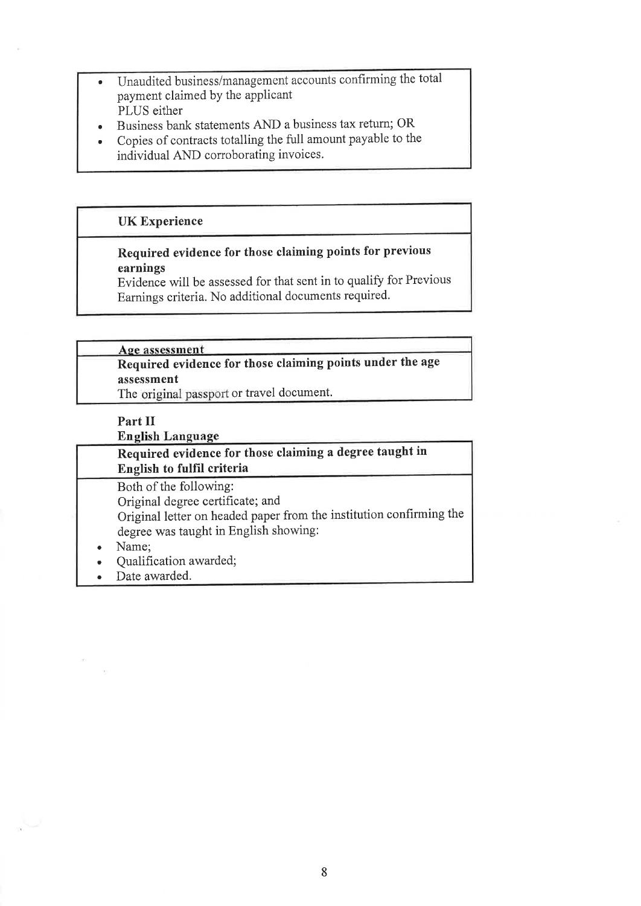- Unaudited business/management accounts confirming the total payment claimed by the applicant
  PLUS either
- Business bank statements AND a business tax return; OR
- Copies of contracts totalling the full amount payable to the individual AND corroborating invoices.

| **UK Experience** |
|---|
| **Required evidence for those claiming points for previous earnings**<br>Evidence will be assessed for that sent in to qualify for Previous Earnings criteria. No additional documents required. |

| **Age assessment** |
|---|
| **Required evidence for those claiming points under the age assessment**<br>The original passport or travel document. |

**Part II**

**English Language**

| **Required evidence for those claiming a degree taught in English to fulfil criteria** |
|---|
| Both of the following:<br>Original degree certificate; and<br>Original letter on headed paper from the institution confirming the degree was taught in English showing:<br>• Name;<br>• Qualification awarded;<br>• Date awarded. |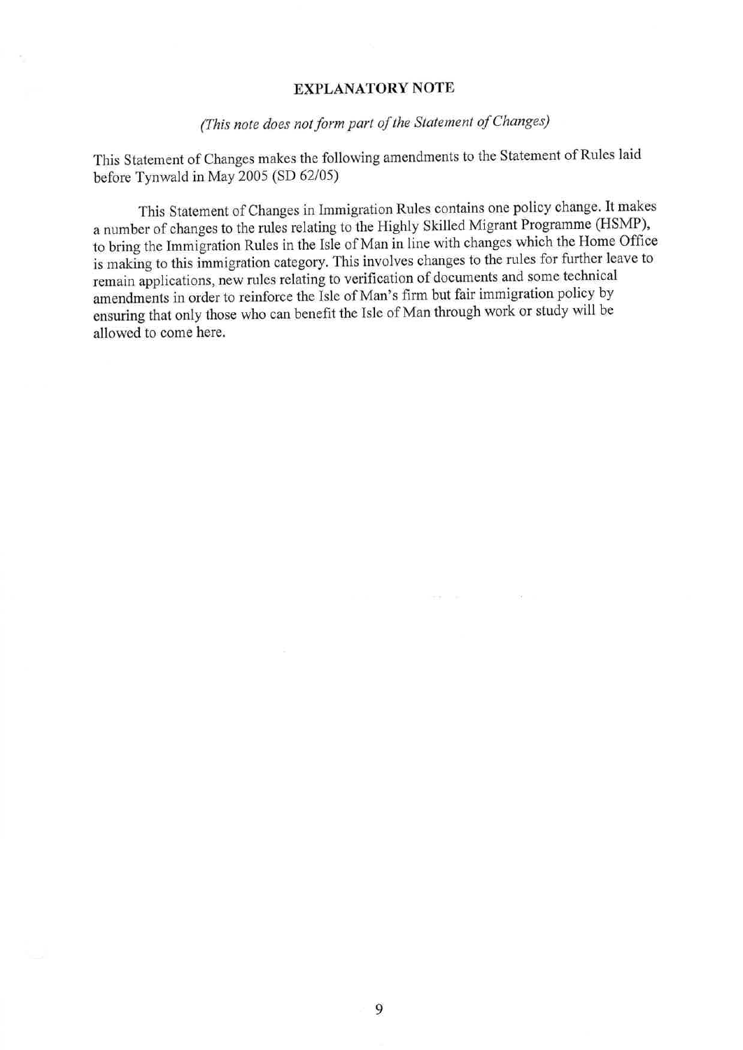## EXPLANATORY NOTE

*(This note does not form part of the Statement of Changes)*

This Statement of Changes makes the following amendments to the Statement of Rules laid before Tynwald in May 2005 (SD 62/05)

This Statement of Changes in Immigration Rules contains one policy change. It makes a number of changes to the rules relating to the Highly Skilled Migrant Programme (HSMP), to bring the Immigration Rules in the Isle of Man in line with changes which the Home Office is making to this immigration category. This involves changes to the rules for further leave to remain applications, new rules relating to verification of documents and some technical amendments in order to reinforce the Isle of Man's firm but fair immigration policy by ensuring that only those who can benefit the Isle of Man through work or study will be allowed to come here.